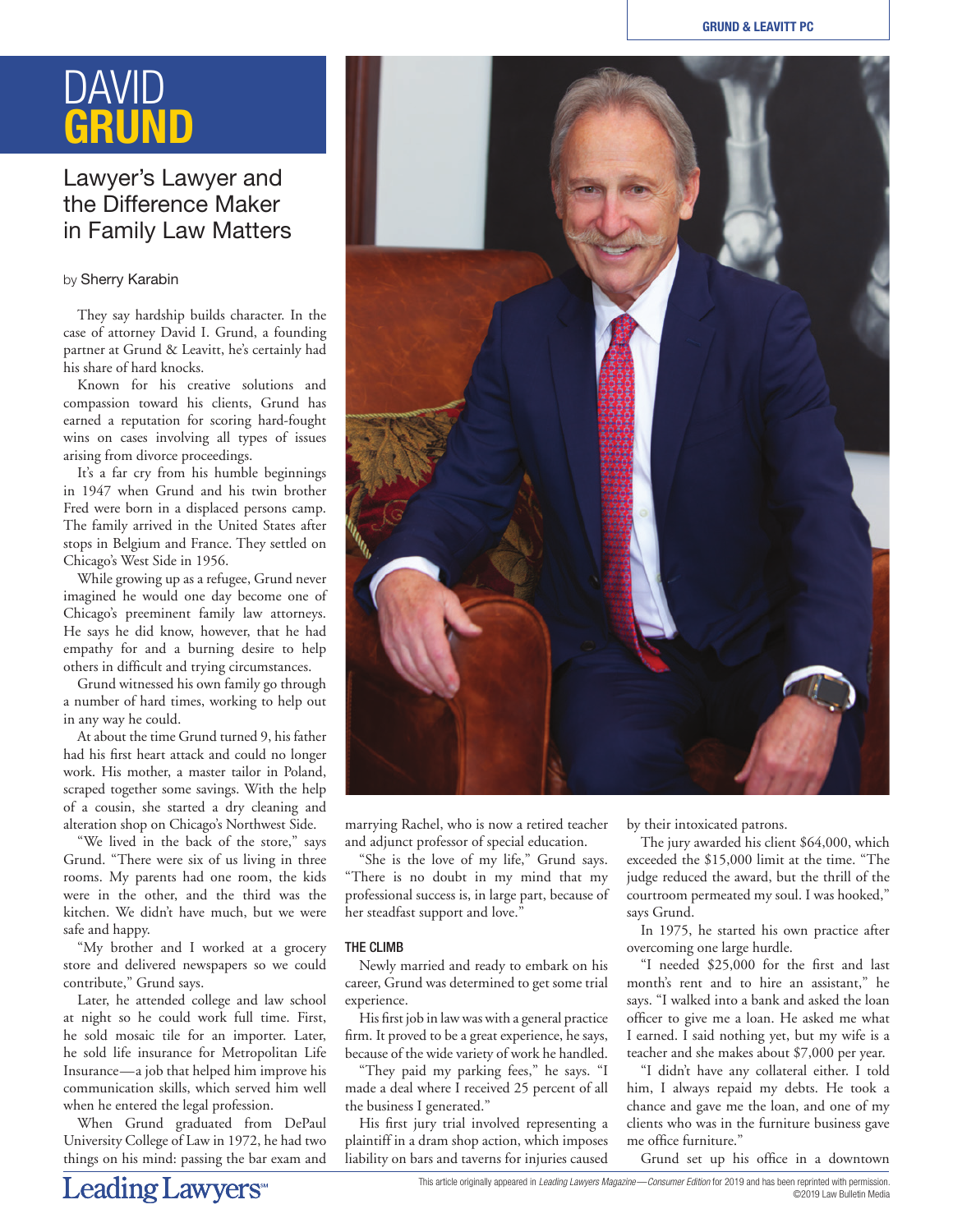# DAVID GRUND

## Lawyer's Lawyer and the Difference Maker in Family Law Matters

by Sherry Karabin

They say hardship builds character. In the case of attorney David I. Grund, a founding partner at Grund & Leavitt, he's certainly had his share of hard knocks.

Known for his creative solutions and compassion toward his clients, Grund has earned a reputation for scoring hard-fought wins on cases involving all types of issues arising from divorce proceedings.

It's a far cry from his humble beginnings in 1947 when Grund and his twin brother Fred were born in a displaced persons camp. The family arrived in the United States after stops in Belgium and France. They settled on Chicago's West Side in 1956.

While growing up as a refugee, Grund never imagined he would one day become one of Chicago's preeminent family law attorneys. He says he did know, however, that he had empathy for and a burning desire to help others in difficult and trying circumstances.

Grund witnessed his own family go through a number of hard times, working to help out in any way he could.

At about the time Grund turned 9, his father had his first heart attack and could no longer work. His mother, a master tailor in Poland, scraped together some savings. With the help of a cousin, she started a dry cleaning and alteration shop on Chicago's Northwest Side.

"We lived in the back of the store," says Grund. "There were six of us living in three rooms. My parents had one room, the kids were in the other, and the third was the kitchen. We didn't have much, but we were safe and happy.

"My brother and I worked at a grocery store and delivered newspapers so we could contribute," Grund says.

Later, he attended college and law school at night so he could work full time. First, he sold mosaic tile for an importer. Later, he sold life insurance for Metropolitan Life Insurance—a job that helped him improve his communication skills, which served him well when he entered the legal profession.

When Grund graduated from DePaul University College of Law in 1972, he had two things on his mind: passing the bar exam and marrying Rachel, who is now a retired teacher and adjunct professor of special education.

"She is the love of my life," Grund says. "There is no doubt in my mind that my professional success is, in large part, because of her steadfast support and love."

### THE CLIMB

Newly married and ready to embark on his career, Grund was determined to get some trial experience.

His first job in law was with a general practice firm. It proved to be a great experience, he says, because of the wide variety of work he handled.

"They paid my parking fees," he says. "I made a deal where I received 25 percent of all the business I generated."

His first jury trial involved representing a plaintiff in a dram shop action, which imposes liability on bars and taverns for injuries caused by their intoxicated patrons.

The jury awarded his client $64,000, which exceeded the $15,000 limit at the time. "The judge reduced the award, but the thrill of the courtroom permeated my soul. I was hooked," says Grund.

In 1975, he started his own practice after overcoming one large hurdle.

"I needed $25,000 for the first and last month's rent and to hire an assistant," he says. "I walked into a bank and asked the loan officer to give me a loan. He asked me what I earned. I said nothing yet, but my wife is a teacher and she makes about $7,000 per year.

"I didn't have any collateral either. I told him, I always repaid my debts. He took a chance and gave me the loan, and one of my clients who was in the furniture business gave me office furniture."

Grund set up his office in a downtown

This article originally appeared in *Leading Lawyers Magazine—Consumer Edition* for 2019 and has been reprinted with permission. ©2019 Law Bulletin Media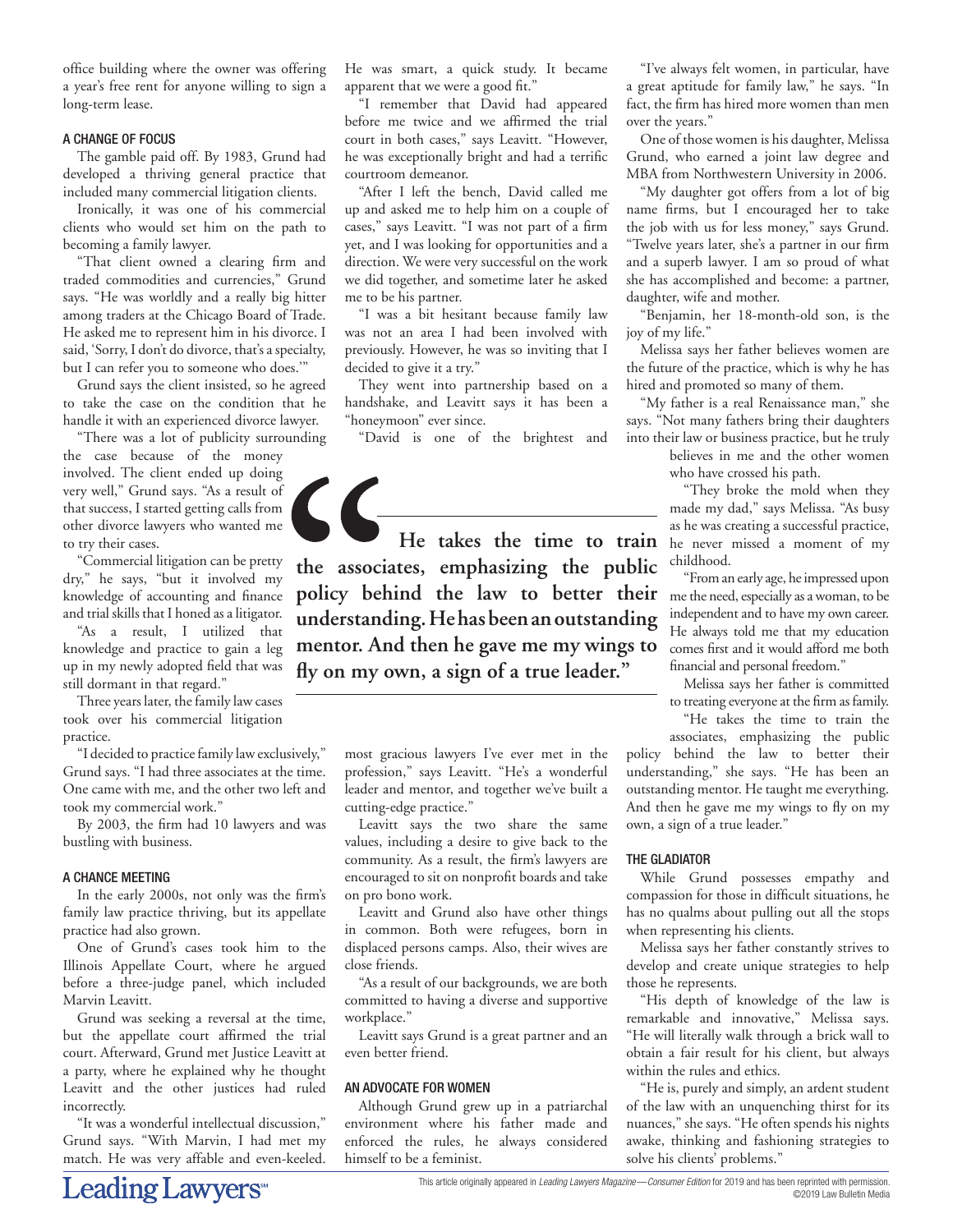office building where the owner was offering a year's free rent for anyone willing to sign a long-term lease.

### A CHANGE OF FOCUS

The gamble paid off. By 1983, Grund had developed a thriving general practice that included many commercial litigation clients.

Ironically, it was one of his commercial clients who would set him on the path to becoming a family lawyer.

"That client owned a clearing firm and traded commodities and currencies," Grund says. "He was worldly and a really big hitter among traders at the Chicago Board of Trade. He asked me to represent him in his divorce. I said, 'Sorry, I don't do divorce, that's a specialty, but I can refer you to someone who does.'"

Grund says the client insisted, so he agreed to take the case on the condition that he handle it with an experienced divorce lawyer.

"There was a lot of publicity surrounding the case because of the money involved. The client ended up doing very well," Grund says. "As a result of that success, I started getting calls from other divorce lawyers who wanted me to try their cases.

"Commercial litigation can be pretty dry," he says, "but it involved my knowledge of accounting and finance and trial skills that I honed as a litigator.

"As a result, I utilized that knowledge and practice to gain a leg up in my newly adopted field that was still dormant in that regard."

Three years later, the family law cases took over his commercial litigation practice.

"I decided to practice family law exclusively," Grund says. "I had three associates at the time. One came with me, and the other two left and took my commercial work."

By 2003, the firm had 10 lawyers and was bustling with business.

### A CHANCE MEETING

In the early 2000s, not only was the firm's family law practice thriving, but its appellate practice had also grown.

One of Grund's cases took him to the Illinois Appellate Court, where he argued before a three-judge panel, which included Marvin Leavitt.

Grund was seeking a reversal at the time, but the appellate court affirmed the trial court. Afterward, Grund met Justice Leavitt at a party, where he explained why he thought Leavitt and the other justices had ruled incorrectly.

"It was a wonderful intellectual discussion," Grund says. "With Marvin, I had met my match. He was very affable and even-keeled. He was smart, a quick study. It became apparent that we were a good fit."

"I remember that David had appeared before me twice and we affirmed the trial court in both cases," says Leavitt. "However, he was exceptionally bright and had a terrific courtroom demeanor.

"After I left the bench, David called me up and asked me to help him on a couple of cases," says Leavitt. "I was not part of a firm yet, and I was looking for opportunities and a direction. We were very successful on the work we did together, and sometime later he asked me to be his partner.

"I was a bit hesitant because family law was not an area I had been involved with previously. However, he was so inviting that I decided to give it a try."

They went into partnership based on a handshake, and Leavitt says it has been a "honeymoon" ever since.

"David is one of the brightest and most gracious lawyers I've ever met in the profession," says Leavitt. "He's a wonderful leader and mentor, and together we've built a cutting-edge practice."

Leavitt says the two share the same values, including a desire to give back to the community. As a result, the firm's lawyers are encouraged to sit on nonprofit boards and take on pro bono work.

Leavitt and Grund also have other things in common. Both were refugees, born in displaced persons camps. Also, their wives are close friends.

"As a result of our backgrounds, we are both committed to having a diverse and supportive workplace."

Leavitt says Grund is a great partner and an even better friend.

> **"He takes the time to train the associates, emphasizing the public policy behind the law to better their understanding. He has been an outstanding mentor. And then he gave me my wings to fly on my own, a sign of a true leader."**

### AN ADVOCATE FOR WOMEN

Although Grund grew up in a patriarchal environment where his father made and enforced the rules, he always considered himself to be a feminist.

"I've always felt women, in particular, have a great aptitude for family law," he says. "In fact, the firm has hired more women than men over the years."

One of those women is his daughter, Melissa Grund, who earned a joint law degree and MBA from Northwestern University in 2006.

"My daughter got offers from a lot of big name firms, but I encouraged her to take the job with us for less money," says Grund. "Twelve years later, she's a partner in our firm and a superb lawyer. I am so proud of what she has accomplished and become: a partner, daughter, wife and mother.

"Benjamin, her 18-month-old son, is the joy of my life."

Melissa says her father believes women are the future of the practice, which is why he has hired and promoted so many of them.

"My father is a real Renaissance man," she says. "Not many fathers bring their daughters into their law or business practice, but he truly believes in me and the other women who have crossed his path.

"They broke the mold when they made my dad," says Melissa. "As busy as he was creating a successful practice, he never missed a moment of my childhood.

"From an early age, he impressed upon me the need, especially as a woman, to be independent and to have my own career. He always told me that my education comes first and it would afford me both financial and personal freedom."

Melissa says her father is committed to treating everyone at the firm as family.

"He takes the time to train the associates, emphasizing the public policy behind the law to better their understanding," she says. "He has been an outstanding mentor. He taught me everything. And then he gave me my wings to fly on my own, a sign of a true leader."

### THE GLADIATOR

While Grund possesses empathy and compassion for those in difficult situations, he has no qualms about pulling out all the stops when representing his clients.

Melissa says her father constantly strives to develop and create unique strategies to help those he represents.

"His depth of knowledge of the law is remarkable and innovative," Melissa says. "He will literally walk through a brick wall to obtain a fair result for his client, but always within the rules and ethics.

"He is, purely and simply, an ardent student of the law with an unquenching thirst for its nuances," she says. "He often spends his nights awake, thinking and fashioning strategies to solve his clients' problems."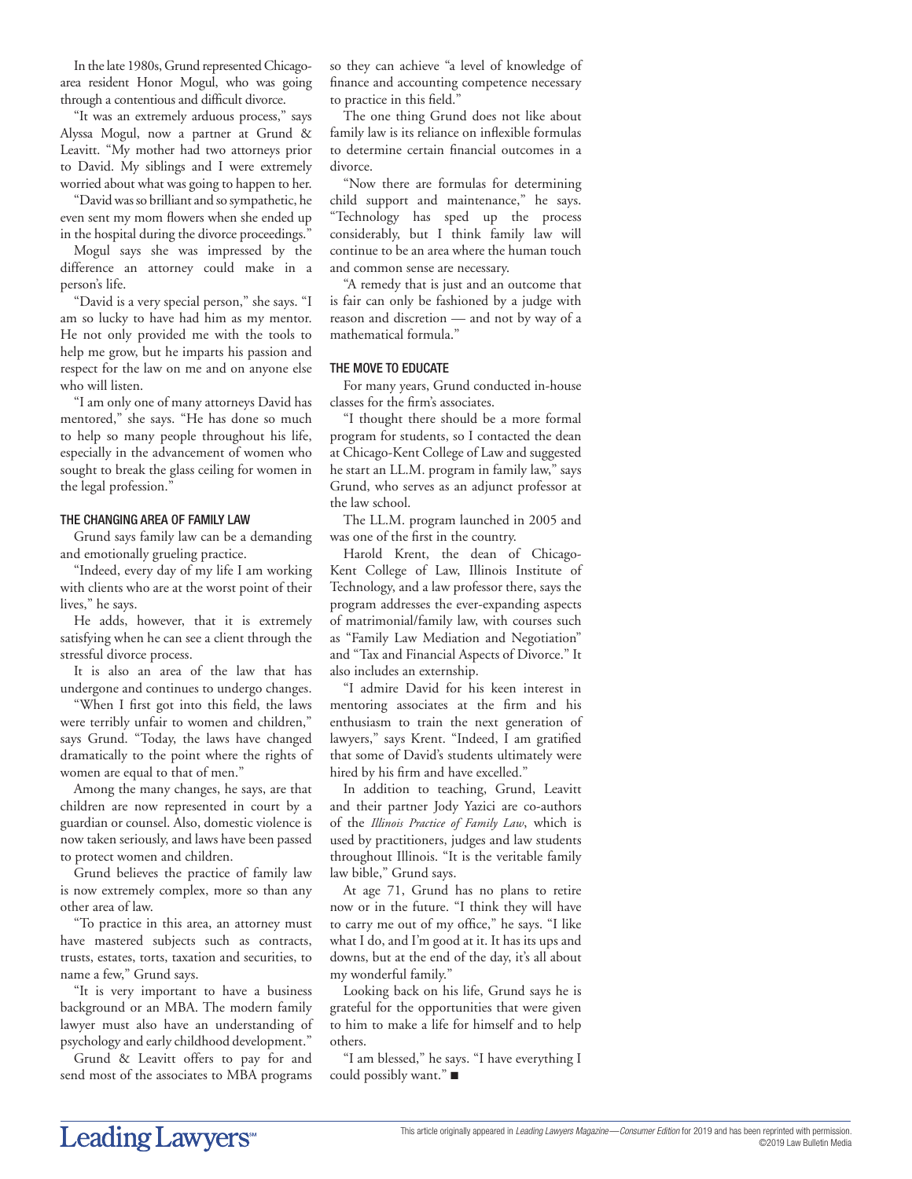In the late 1980s, Grund represented Chicago-area resident Honor Mogul, who was going through a contentious and difficult divorce.

"It was an extremely arduous process," says Alyssa Mogul, now a partner at Grund & Leavitt. "My mother had two attorneys prior to David. My siblings and I were extremely worried about what was going to happen to her.

"David was so brilliant and so sympathetic, he even sent my mom flowers when she ended up in the hospital during the divorce proceedings."

Mogul says she was impressed by the difference an attorney could make in a person's life.

"David is a very special person," she says. "I am so lucky to have had him as my mentor. He not only provided me with the tools to help me grow, but he imparts his passion and respect for the law on me and on anyone else who will listen.

"I am only one of many attorneys David has mentored," she says. "He has done so much to help so many people throughout his life, especially in the advancement of women who sought to break the glass ceiling for women in the legal profession."

### THE CHANGING AREA OF FAMILY LAW

Grund says family law can be a demanding and emotionally grueling practice.

"Indeed, every day of my life I am working with clients who are at the worst point of their lives," he says.

He adds, however, that it is extremely satisfying when he can see a client through the stressful divorce process.

It is also an area of the law that has undergone and continues to undergo changes.

"When I first got into this field, the laws were terribly unfair to women and children," says Grund. "Today, the laws have changed dramatically to the point where the rights of women are equal to that of men."

Among the many changes, he says, are that children are now represented in court by a guardian or counsel. Also, domestic violence is now taken seriously, and laws have been passed to protect women and children.

Grund believes the practice of family law is now extremely complex, more so than any other area of law.

"To practice in this area, an attorney must have mastered subjects such as contracts, trusts, estates, torts, taxation and securities, to name a few," Grund says.

"It is very important to have a business background or an MBA. The modern family lawyer must also have an understanding of psychology and early childhood development."

Grund & Leavitt offers to pay for and send most of the associates to MBA programs so they can achieve "a level of knowledge of finance and accounting competence necessary to practice in this field."

The one thing Grund does not like about family law is its reliance on inflexible formulas to determine certain financial outcomes in a divorce.

"Now there are formulas for determining child support and maintenance," he says. "Technology has sped up the process considerably, but I think family law will continue to be an area where the human touch and common sense are necessary.

"A remedy that is just and an outcome that is fair can only be fashioned by a judge with reason and discretion — and not by way of a mathematical formula."

### THE MOVE TO EDUCATE

For many years, Grund conducted in-house classes for the firm's associates.

"I thought there should be a more formal program for students, so I contacted the dean at Chicago-Kent College of Law and suggested he start an LL.M. program in family law," says Grund, who serves as an adjunct professor at the law school.

The LL.M. program launched in 2005 and was one of the first in the country.

Harold Krent, the dean of Chicago-Kent College of Law, Illinois Institute of Technology, and a law professor there, says the program addresses the ever-expanding aspects of matrimonial/family law, with courses such as "Family Law Mediation and Negotiation" and "Tax and Financial Aspects of Divorce." It also includes an externship.

"I admire David for his keen interest in mentoring associates at the firm and his enthusiasm to train the next generation of lawyers," says Krent. "Indeed, I am gratified that some of David's students ultimately were hired by his firm and have excelled."

In addition to teaching, Grund, Leavitt and their partner Jody Yazici are co-authors of the *Illinois Practice of Family Law*, which is used by practitioners, judges and law students throughout Illinois. "It is the veritable family law bible," Grund says.

At age 71, Grund has no plans to retire now or in the future. "I think they will have to carry me out of my office," he says. "I like what I do, and I'm good at it. It has its ups and downs, but at the end of the day, it's all about my wonderful family."

Looking back on his life, Grund says he is grateful for the opportunities that were given to him to make a life for himself and to help others.

"I am blessed," he says. "I have everything I could possibly want." ■

This article originally appeared in *Leading Lawyers Magazine—Consumer Edition* for 2019 and has been reprinted with permission. ©2019 Law Bulletin Media